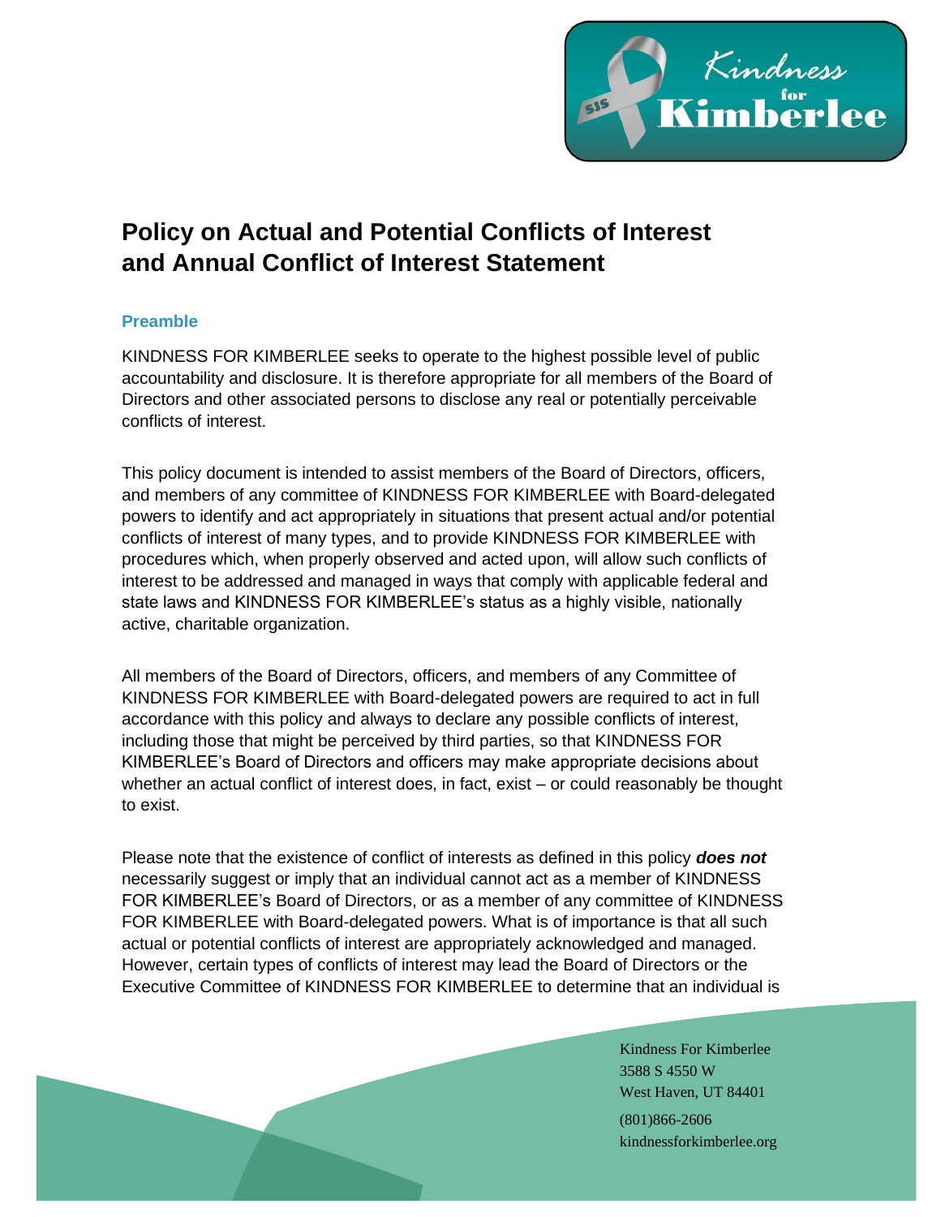# Policy on Actual and Potential Conflicts of Interest and Annual Conflict of Interest Statement

## Preamble

KINDNESS FOR KIMBERLEE seeks to operate to the highest possible level of public accountability and disclosure. It is therefore appropriate for all members of the Board of Directors and other associated persons to disclose any real or potentially perceivable conflicts of interest.

This policy document is intended to assist members of the Board of Directors, officers, and members of any committee of KINDNESS FOR KIMBERLEE with Board-delegated powers to identify and act appropriately in situations that present actual and/or potential conflicts of interest of many types, and to provide KINDNESS FOR KIMBERLEE with procedures which, when properly observed and acted upon, will allow such conflicts of interest to be addressed and managed in ways that comply with applicable federal and state laws and KINDNESS FOR KIMBERLEE's status as a highly visible, nationally active, charitable organization.

All members of the Board of Directors, officers, and members of any Committee of KINDNESS FOR KIMBERLEE with Board-delegated powers are required to act in full accordance with this policy and always to declare any possible conflicts of interest, including those that might be perceived by third parties, so that KINDNESS FOR KIMBERLEE's Board of Directors and officers may make appropriate decisions about whether an actual conflict of interest does, in fact, exist – or could reasonably be thought to exist.

Please note that the existence of conflict of interests as defined in this policy ***does not*** necessarily suggest or imply that an individual cannot act as a member of KINDNESS FOR KIMBERLEE's Board of Directors, or as a member of any committee of KINDNESS FOR KIMBERLEE with Board-delegated powers. What is of importance is that all such actual or potential conflicts of interest are appropriately acknowledged and managed. However, certain types of conflicts of interest may lead the Board of Directors or the Executive Committee of KINDNESS FOR KIMBERLEE to determine that an individual is

Kindness For Kimberlee
3588 S 4550 W
West Haven, UT 84401
(801)866-2606
kindnessforkimberlee.org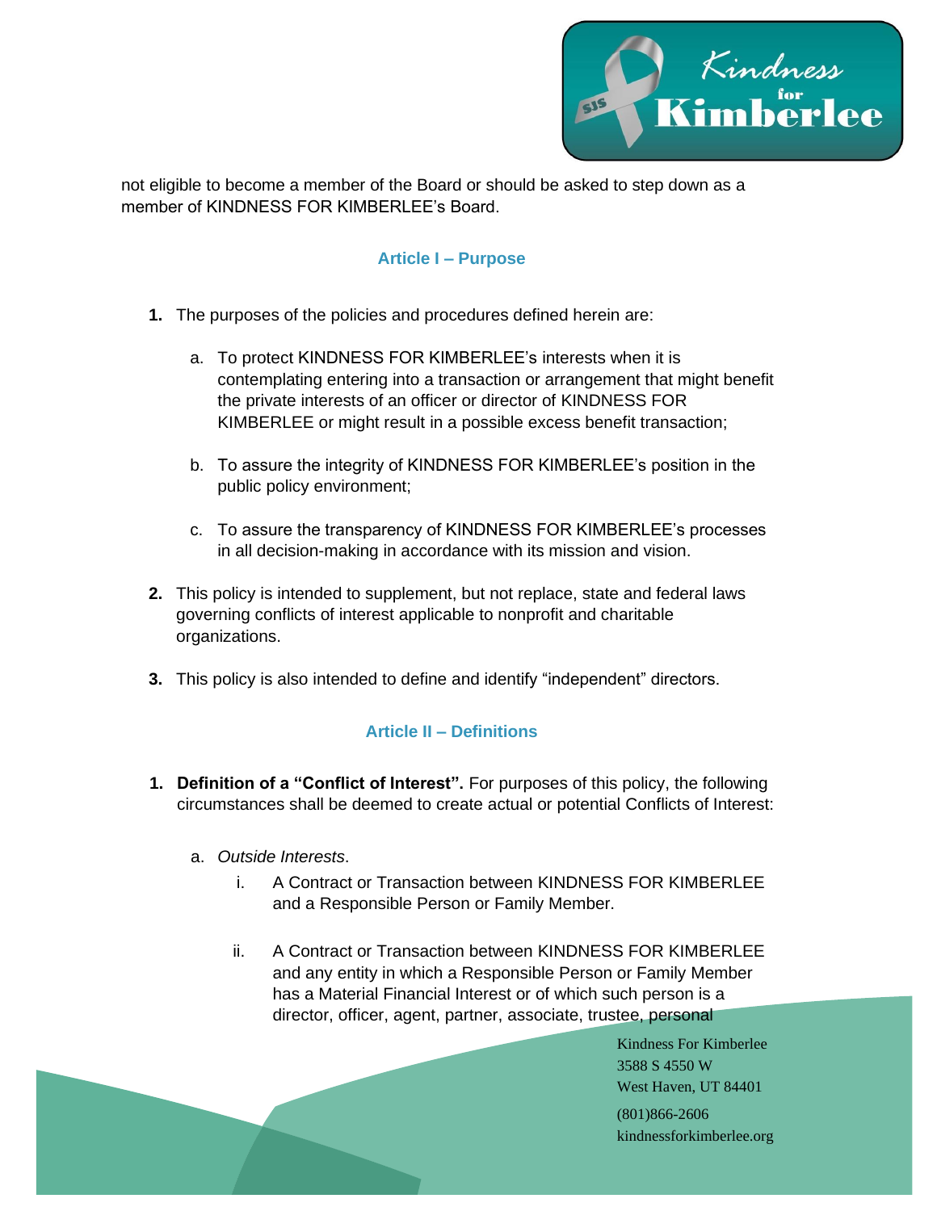not eligible to become a member of the Board or should be asked to step down as a member of KINDNESS FOR KIMBERLEE's Board.

## Article I – Purpose

1. The purposes of the policies and procedures defined herein are:

   a. To protect KINDNESS FOR KIMBERLEE's interests when it is contemplating entering into a transaction or arrangement that might benefit the private interests of an officer or director of KINDNESS FOR KIMBERLEE or might result in a possible excess benefit transaction;

   b. To assure the integrity of KINDNESS FOR KIMBERLEE's position in the public policy environment;

   c. To assure the transparency of KINDNESS FOR KIMBERLEE's processes in all decision-making in accordance with its mission and vision.

2. This policy is intended to supplement, but not replace, state and federal laws governing conflicts of interest applicable to nonprofit and charitable organizations.

3. This policy is also intended to define and identify "independent" directors.

## Article II – Definitions

1. **Definition of a "Conflict of Interest".** For purposes of this policy, the following circumstances shall be deemed to create actual or potential Conflicts of Interest:

   a. *Outside Interests*.

      i. A Contract or Transaction between KINDNESS FOR KIMBERLEE and a Responsible Person or Family Member.

      ii. A Contract or Transaction between KINDNESS FOR KIMBERLEE and any entity in which a Responsible Person or Family Member has a Material Financial Interest or of which such person is a director, officer, agent, partner, associate, trustee, personal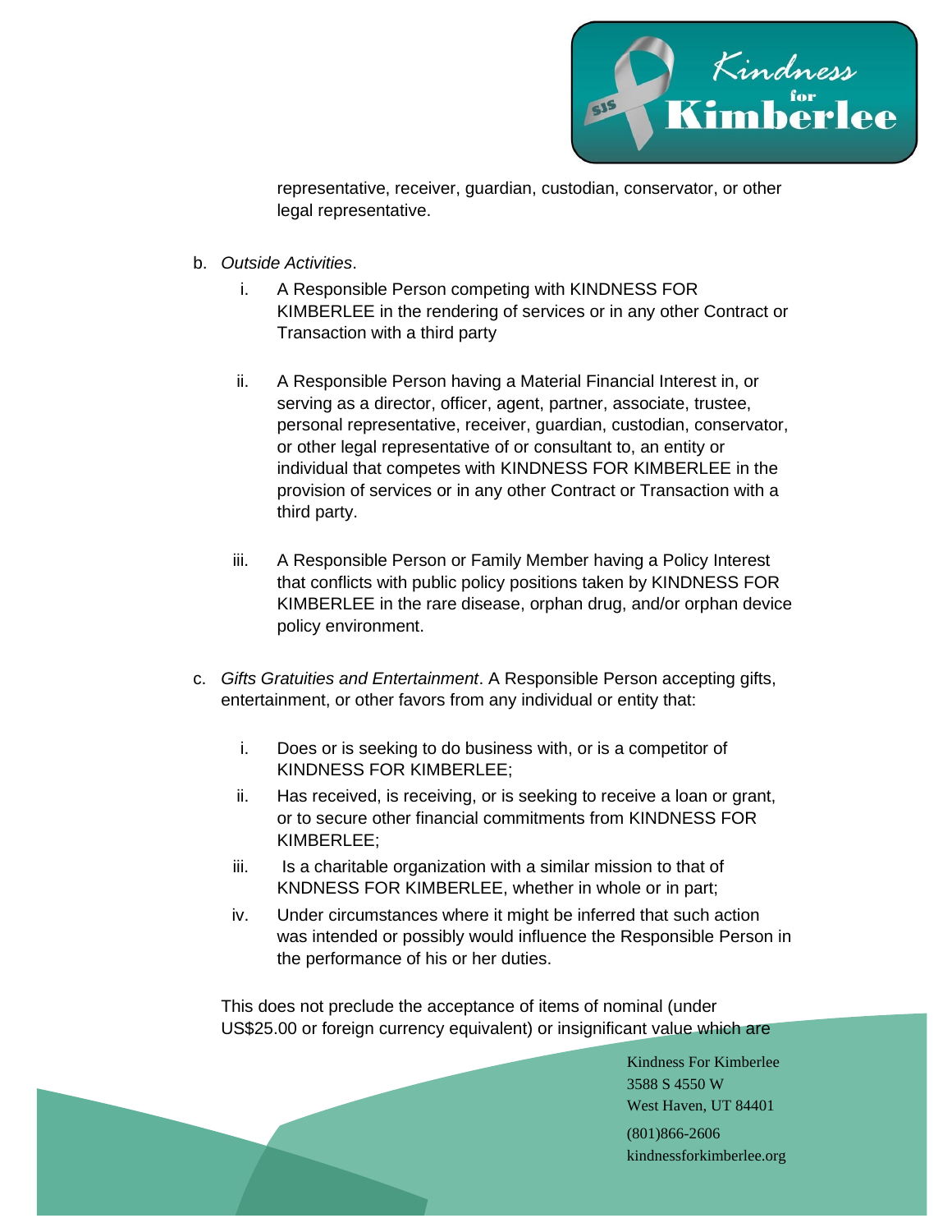representative, receiver, guardian, custodian, conservator, or other legal representative.

b. *Outside Activities*.

   i. A Responsible Person competing with KINDNESS FOR KIMBERLEE in the rendering of services or in any other Contract or Transaction with a third party

   ii. A Responsible Person having a Material Financial Interest in, or serving as a director, officer, agent, partner, associate, trustee, personal representative, receiver, guardian, custodian, conservator, or other legal representative of or consultant to, an entity or individual that competes with KINDNESS FOR KIMBERLEE in the provision of services or in any other Contract or Transaction with a third party.

   iii. A Responsible Person or Family Member having a Policy Interest that conflicts with public policy positions taken by KINDNESS FOR KIMBERLEE in the rare disease, orphan drug, and/or orphan device policy environment.

c. *Gifts Gratuities and Entertainment*. A Responsible Person accepting gifts, entertainment, or other favors from any individual or entity that:

   i. Does or is seeking to do business with, or is a competitor of KINDNESS FOR KIMBERLEE;

   ii. Has received, is receiving, or is seeking to receive a loan or grant, or to secure other financial commitments from KINDNESS FOR KIMBERLEE;

   iii. Is a charitable organization with a similar mission to that of KNDNESS FOR KIMBERLEE, whether in whole or in part;

   iv. Under circumstances where it might be inferred that such action was intended or possibly would influence the Responsible Person in the performance of his or her duties.

This does not preclude the acceptance of items of nominal (under US$25.00 or foreign currency equivalent) or insignificant value which are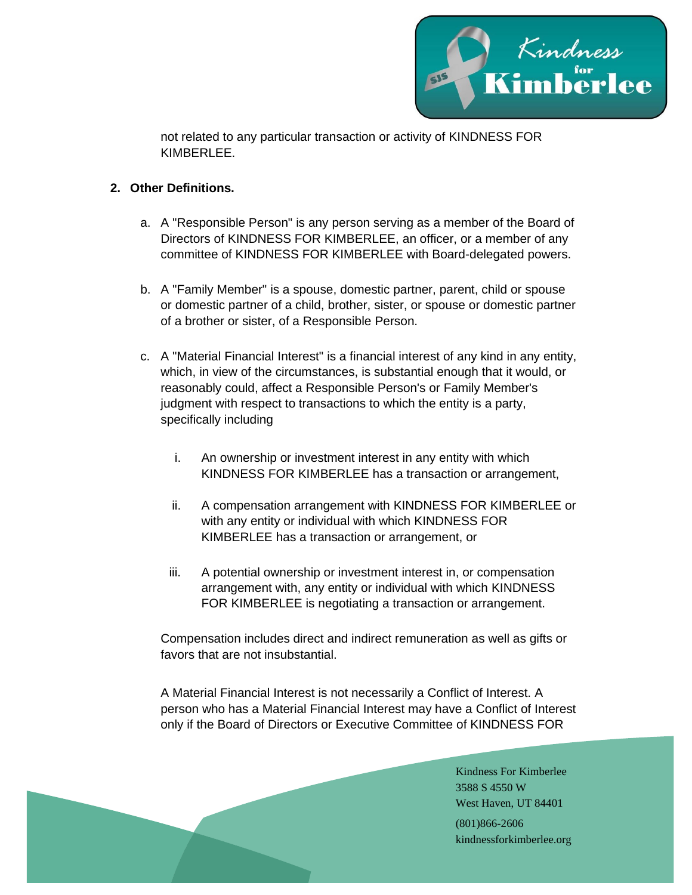not related to any particular transaction or activity of KINDNESS FOR KIMBERLEE.

**2. Other Definitions.**

a. A "Responsible Person" is any person serving as a member of the Board of Directors of KINDNESS FOR KIMBERLEE, an officer, or a member of any committee of KINDNESS FOR KIMBERLEE with Board-delegated powers.

b. A "Family Member" is a spouse, domestic partner, parent, child or spouse or domestic partner of a child, brother, sister, or spouse or domestic partner of a brother or sister, of a Responsible Person.

c. A "Material Financial Interest" is a financial interest of any kind in any entity, which, in view of the circumstances, is substantial enough that it would, or reasonably could, affect a Responsible Person's or Family Member's judgment with respect to transactions to which the entity is a party, specifically including

   i. An ownership or investment interest in any entity with which KINDNESS FOR KIMBERLEE has a transaction or arrangement,

   ii. A compensation arrangement with KINDNESS FOR KIMBERLEE or with any entity or individual with which KINDNESS FOR KIMBERLEE has a transaction or arrangement, or

   iii. A potential ownership or investment interest in, or compensation arrangement with, any entity or individual with which KINDNESS FOR KIMBERLEE is negotiating a transaction or arrangement.

Compensation includes direct and indirect remuneration as well as gifts or favors that are not insubstantial.

A Material Financial Interest is not necessarily a Conflict of Interest. A person who has a Material Financial Interest may have a Conflict of Interest only if the Board of Directors or Executive Committee of KINDNESS FOR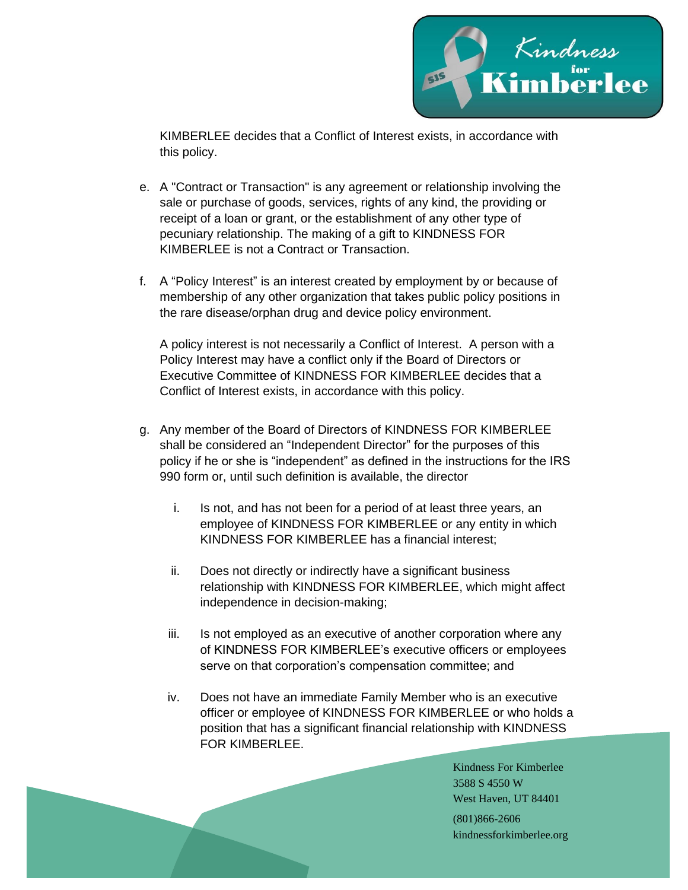KIMBERLEE decides that a Conflict of Interest exists, in accordance with this policy.

e. A "Contract or Transaction" is any agreement or relationship involving the sale or purchase of goods, services, rights of any kind, the providing or receipt of a loan or grant, or the establishment of any other type of pecuniary relationship. The making of a gift to KINDNESS FOR KIMBERLEE is not a Contract or Transaction.

f. A "Policy Interest" is an interest created by employment by or because of membership of any other organization that takes public policy positions in the rare disease/orphan drug and device policy environment.

   A policy interest is not necessarily a Conflict of Interest. A person with a Policy Interest may have a conflict only if the Board of Directors or Executive Committee of KINDNESS FOR KIMBERLEE decides that a Conflict of Interest exists, in accordance with this policy.

g. Any member of the Board of Directors of KINDNESS FOR KIMBERLEE shall be considered an "Independent Director" for the purposes of this policy if he or she is "independent" as defined in the instructions for the IRS 990 form or, until such definition is available, the director

   i. Is not, and has not been for a period of at least three years, an employee of KINDNESS FOR KIMBERLEE or any entity in which KINDNESS FOR KIMBERLEE has a financial interest;

   ii. Does not directly or indirectly have a significant business relationship with KINDNESS FOR KIMBERLEE, which might affect independence in decision-making;

   iii. Is not employed as an executive of another corporation where any of KINDNESS FOR KIMBERLEE's executive officers or employees serve on that corporation's compensation committee; and

   iv. Does not have an immediate Family Member who is an executive officer or employee of KINDNESS FOR KIMBERLEE or who holds a position that has a significant financial relationship with KINDNESS FOR KIMBERLEE.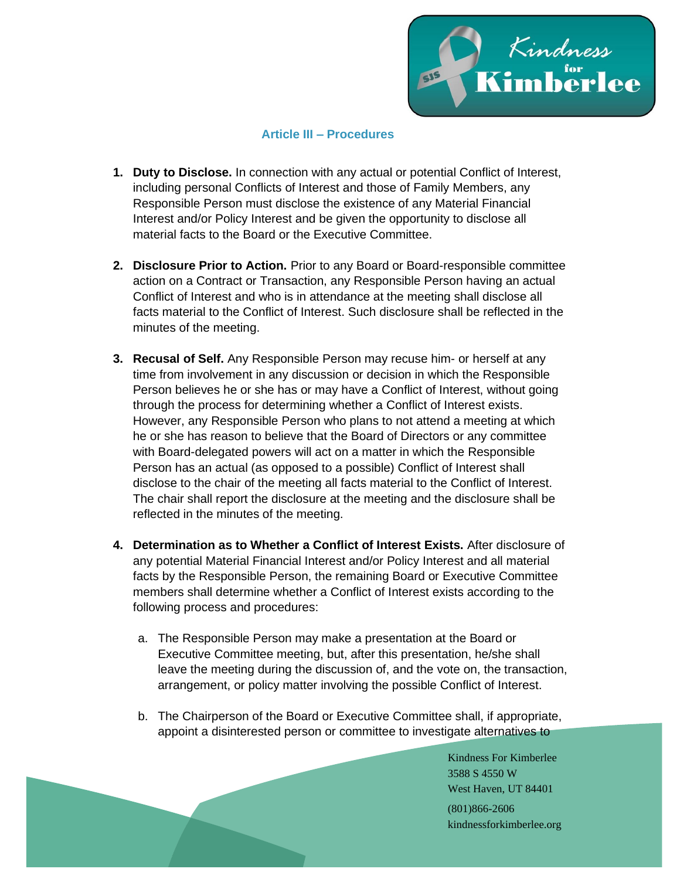## Article III – Procedures

1. **Duty to Disclose.** In connection with any actual or potential Conflict of Interest, including personal Conflicts of Interest and those of Family Members, any Responsible Person must disclose the existence of any Material Financial Interest and/or Policy Interest and be given the opportunity to disclose all material facts to the Board or the Executive Committee.

2. **Disclosure Prior to Action.** Prior to any Board or Board-responsible committee action on a Contract or Transaction, any Responsible Person having an actual Conflict of Interest and who is in attendance at the meeting shall disclose all facts material to the Conflict of Interest. Such disclosure shall be reflected in the minutes of the meeting.

3. **Recusal of Self.** Any Responsible Person may recuse him- or herself at any time from involvement in any discussion or decision in which the Responsible Person believes he or she has or may have a Conflict of Interest, without going through the process for determining whether a Conflict of Interest exists. However, any Responsible Person who plans to not attend a meeting at which he or she has reason to believe that the Board of Directors or any committee with Board-delegated powers will act on a matter in which the Responsible Person has an actual (as opposed to a possible) Conflict of Interest shall disclose to the chair of the meeting all facts material to the Conflict of Interest. The chair shall report the disclosure at the meeting and the disclosure shall be reflected in the minutes of the meeting.

4. **Determination as to Whether a Conflict of Interest Exists.** After disclosure of any potential Material Financial Interest and/or Policy Interest and all material facts by the Responsible Person, the remaining Board or Executive Committee members shall determine whether a Conflict of Interest exists according to the following process and procedures:

   a. The Responsible Person may make a presentation at the Board or Executive Committee meeting, but, after this presentation, he/she shall leave the meeting during the discussion of, and the vote on, the transaction, arrangement, or policy matter involving the possible Conflict of Interest.

   b. The Chairperson of the Board or Executive Committee shall, if appropriate, appoint a disinterested person or committee to investigate alternatives to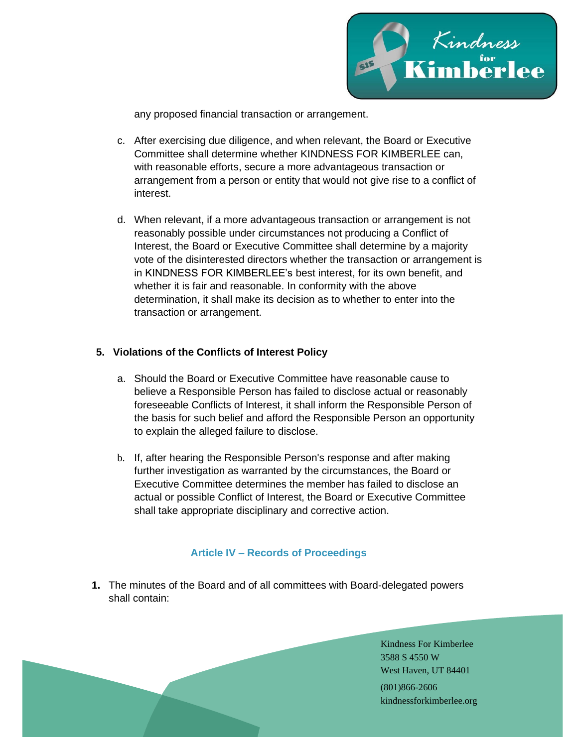any proposed financial transaction or arrangement.

c. After exercising due diligence, and when relevant, the Board or Executive Committee shall determine whether KINDNESS FOR KIMBERLEE can, with reasonable efforts, secure a more advantageous transaction or arrangement from a person or entity that would not give rise to a conflict of interest.

d. When relevant, if a more advantageous transaction or arrangement is not reasonably possible under circumstances not producing a Conflict of Interest, the Board or Executive Committee shall determine by a majority vote of the disinterested directors whether the transaction or arrangement is in KINDNESS FOR KIMBERLEE's best interest, for its own benefit, and whether it is fair and reasonable. In conformity with the above determination, it shall make its decision as to whether to enter into the transaction or arrangement.

**5. Violations of the Conflicts of Interest Policy**

a. Should the Board or Executive Committee have reasonable cause to believe a Responsible Person has failed to disclose actual or reasonably foreseeable Conflicts of Interest, it shall inform the Responsible Person of the basis for such belief and afford the Responsible Person an opportunity to explain the alleged failure to disclose.

b. If, after hearing the Responsible Person's response and after making further investigation as warranted by the circumstances, the Board or Executive Committee determines the member has failed to disclose an actual or possible Conflict of Interest, the Board or Executive Committee shall take appropriate disciplinary and corrective action.

## Article IV – Records of Proceedings

**1.** The minutes of the Board and of all committees with Board-delegated powers shall contain: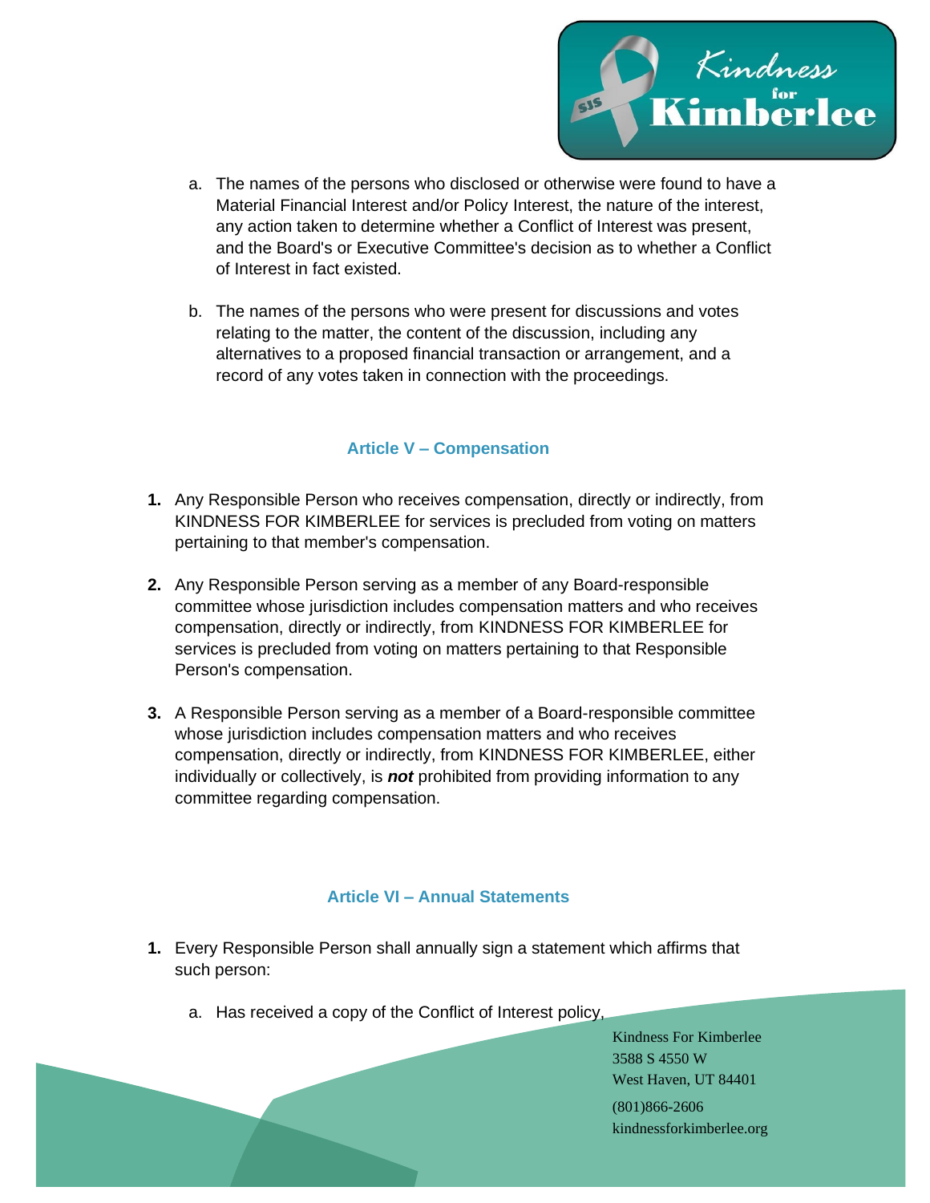a. The names of the persons who disclosed or otherwise were found to have a Material Financial Interest and/or Policy Interest, the nature of the interest, any action taken to determine whether a Conflict of Interest was present, and the Board's or Executive Committee's decision as to whether a Conflict of Interest in fact existed.

b. The names of the persons who were present for discussions and votes relating to the matter, the content of the discussion, including any alternatives to a proposed financial transaction or arrangement, and a record of any votes taken in connection with the proceedings.

## Article V – Compensation

1. Any Responsible Person who receives compensation, directly or indirectly, from KINDNESS FOR KIMBERLEE for services is precluded from voting on matters pertaining to that member's compensation.

2. Any Responsible Person serving as a member of any Board-responsible committee whose jurisdiction includes compensation matters and who receives compensation, directly or indirectly, from KINDNESS FOR KIMBERLEE for services is precluded from voting on matters pertaining to that Responsible Person's compensation.

3. A Responsible Person serving as a member of a Board-responsible committee whose jurisdiction includes compensation matters and who receives compensation, directly or indirectly, from KINDNESS FOR KIMBERLEE, either individually or collectively, is ***not*** prohibited from providing information to any committee regarding compensation.

## Article VI – Annual Statements

1. Every Responsible Person shall annually sign a statement which affirms that such person:

   a. Has received a copy of the Conflict of Interest policy,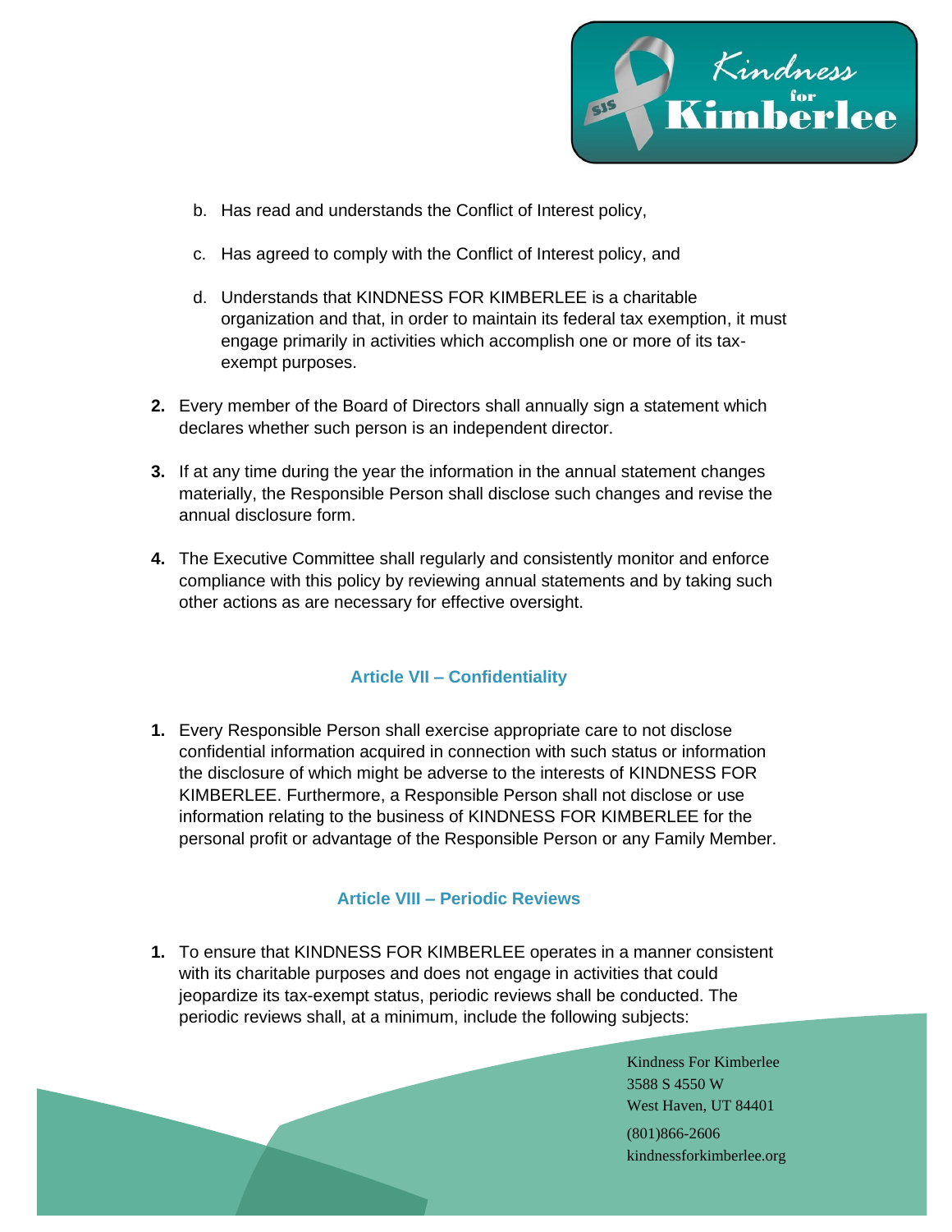b. Has read and understands the Conflict of Interest policy,

c. Has agreed to comply with the Conflict of Interest policy, and

d. Understands that KINDNESS FOR KIMBERLEE is a charitable organization and that, in order to maintain its federal tax exemption, it must engage primarily in activities which accomplish one or more of its tax-exempt purposes.

**2.** Every member of the Board of Directors shall annually sign a statement which declares whether such person is an independent director.

**3.** If at any time during the year the information in the annual statement changes materially, the Responsible Person shall disclose such changes and revise the annual disclosure form.

**4.** The Executive Committee shall regularly and consistently monitor and enforce compliance with this policy by reviewing annual statements and by taking such other actions as are necessary for effective oversight.

## Article VII – Confidentiality

**1.** Every Responsible Person shall exercise appropriate care to not disclose confidential information acquired in connection with such status or information the disclosure of which might be adverse to the interests of KINDNESS FOR KIMBERLEE. Furthermore, a Responsible Person shall not disclose or use information relating to the business of KINDNESS FOR KIMBERLEE for the personal profit or advantage of the Responsible Person or any Family Member.

## Article VIII – Periodic Reviews

**1.** To ensure that KINDNESS FOR KIMBERLEE operates in a manner consistent with its charitable purposes and does not engage in activities that could jeopardize its tax-exempt status, periodic reviews shall be conducted. The periodic reviews shall, at a minimum, include the following subjects: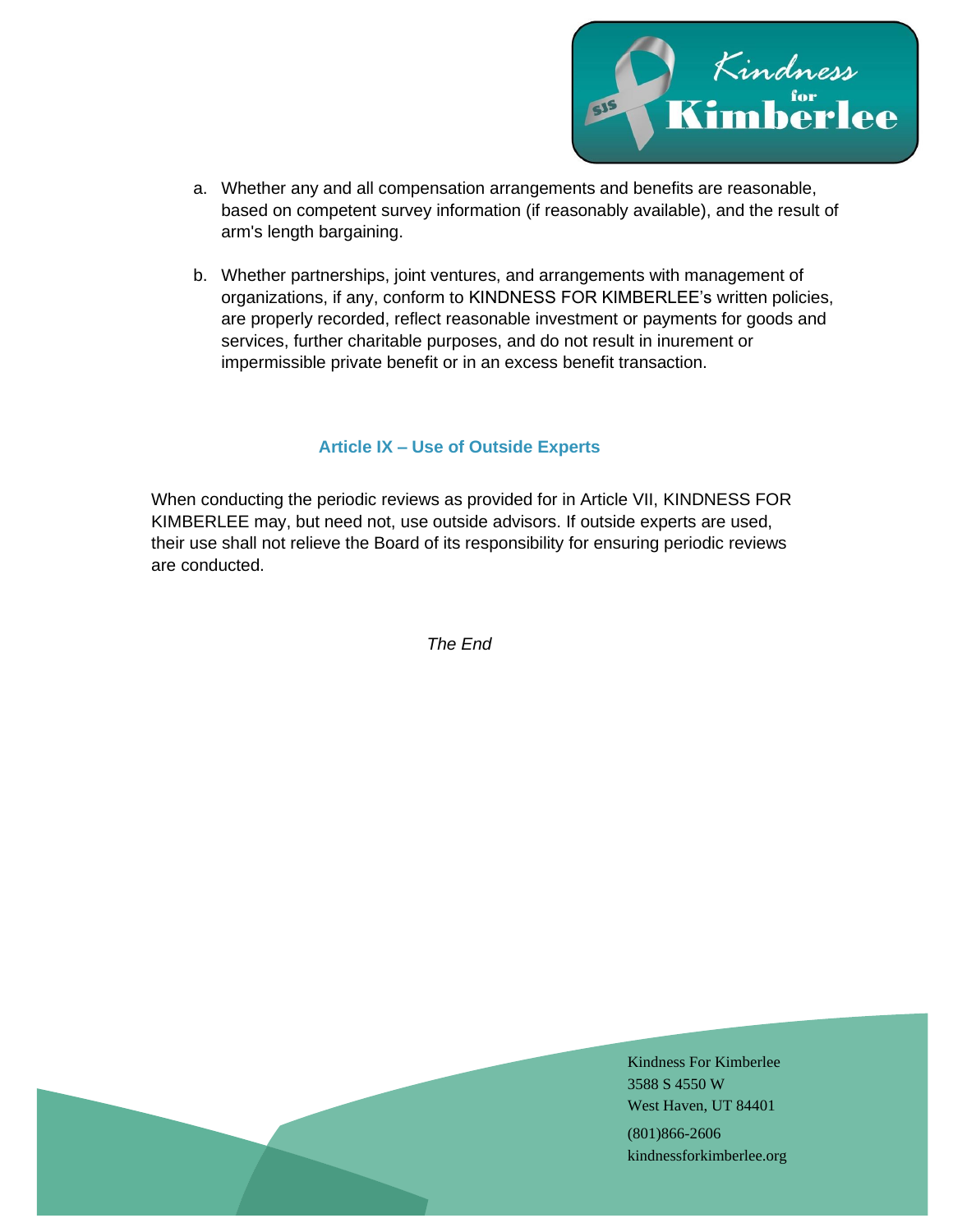a. Whether any and all compensation arrangements and benefits are reasonable, based on competent survey information (if reasonably available), and the result of arm's length bargaining.

b. Whether partnerships, joint ventures, and arrangements with management of organizations, if any, conform to KINDNESS FOR KIMBERLEE's written policies, are properly recorded, reflect reasonable investment or payments for goods and services, further charitable purposes, and do not result in inurement or impermissible private benefit or in an excess benefit transaction.

## Article IX – Use of Outside Experts

When conducting the periodic reviews as provided for in Article VII, KINDNESS FOR KIMBERLEE may, but need not, use outside advisors. If outside experts are used, their use shall not relieve the Board of its responsibility for ensuring periodic reviews are conducted.

*The End*